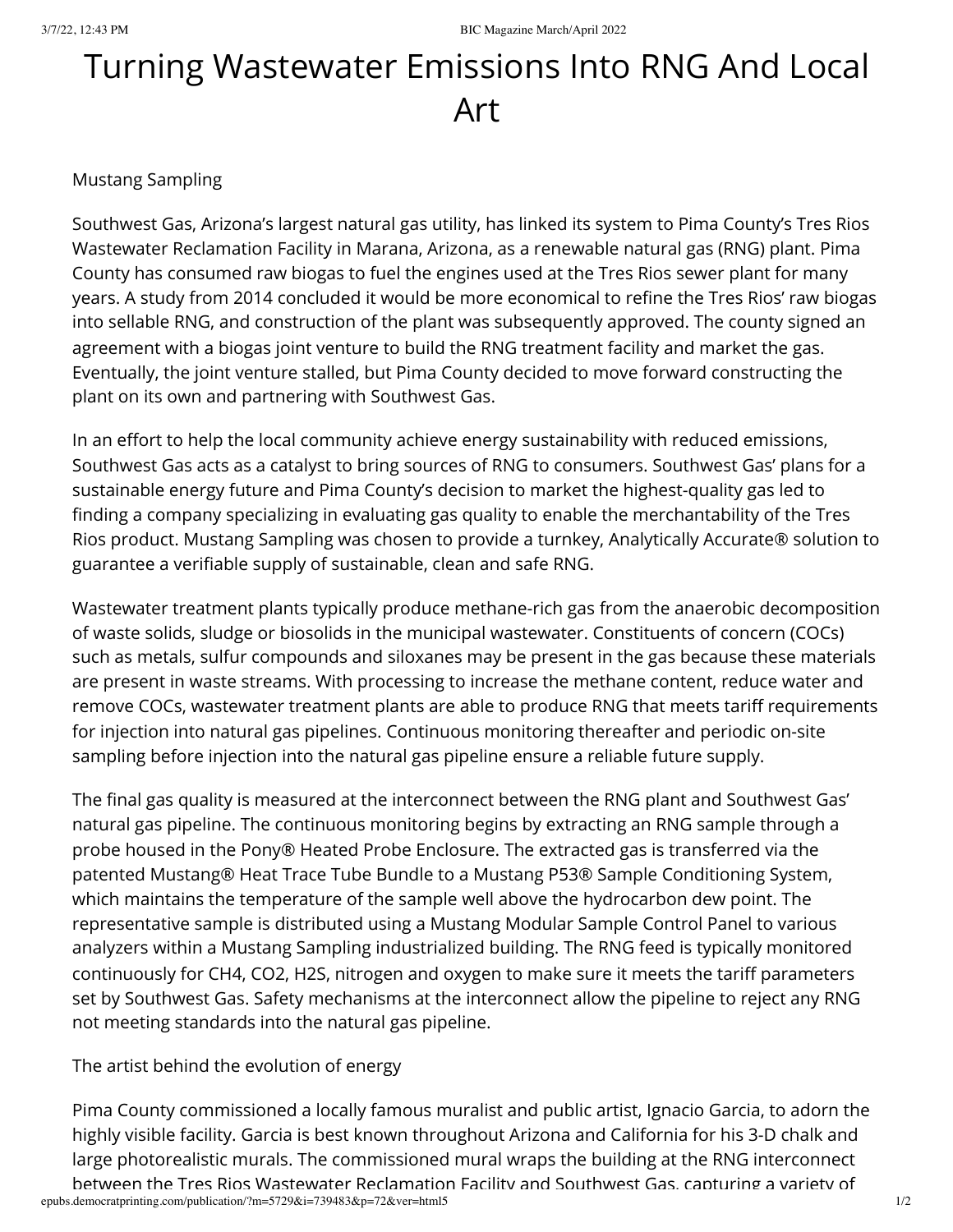# Turning Wastewater Emissions Into RNG And Local Art

Mustang Sampling

Southwest Gas, Arizona's largest natural gas utility, has linked its system to Pima County's Tres Rios Wastewater Reclamation Facility in Marana, Arizona, as a renewable natural gas (RNG) plant. Pima County has consumed raw biogas to fuel the engines used at the Tres Rios sewer plant for many years. A study from 2014 concluded it would be more economical to refine the Tres Rios' raw biogas into sellable RNG, and construction of the plant was subsequently approved. The county signed an agreement with a biogas joint venture to build the RNG treatment facility and market the gas. Eventually, the joint venture stalled, but Pima County decided to move forward constructing the plant on its own and partnering with Southwest Gas.

In an effort to help the local community achieve energy sustainability with reduced emissions, Southwest Gas acts as a catalyst to bring sources of RNG to consumers. Southwest Gas' plans for a sustainable energy future and Pima County's decision to market the highest-quality gas led to finding a company specializing in evaluating gas quality to enable the merchantability of the Tres Rios product. Mustang Sampling was chosen to provide a turnkey, Analytically Accurate® solution to guarantee a verifiable supply of sustainable, clean and safe RNG.

Wastewater treatment plants typically produce methane-rich gas from the anaerobic decomposition of waste solids, sludge or biosolids in the municipal wastewater. Constituents of concern (COCs) such as metals, sulfur compounds and siloxanes may be present in the gas because these materials are present in waste streams. With processing to increase the methane content, reduce water and remove COCs, wastewater treatment plants are able to produce RNG that meets tariff requirements for injection into natural gas pipelines. Continuous monitoring thereafter and periodic on-site sampling before injection into the natural gas pipeline ensure a reliable future supply.

The final gas quality is measured at the interconnect between the RNG plant and Southwest Gas' natural gas pipeline. The continuous monitoring begins by extracting an RNG sample through a probe housed in the Pony® Heated Probe Enclosure. The extracted gas is transferred via the patented Mustang® Heat Trace Tube Bundle to a Mustang P53® Sample Conditioning System, which maintains the temperature of the sample well above the hydrocarbon dew point. The representative sample is distributed using a Mustang Modular Sample Control Panel to various analyzers within a Mustang Sampling industrialized building. The RNG feed is typically monitored continuously for $CH_4$, $CO_2$, $H_2S$, nitrogen and oxygen to make sure it meets the tariff parameters set by Southwest Gas. Safety mechanisms at the interconnect allow the pipeline to reject any RNG not meeting standards into the natural gas pipeline.

## The artist behind the evolution of energy

Pima County commissioned a locally famous muralist and public artist, Ignacio Garcia, to adorn the highly visible facility. Garcia is best known throughout Arizona and California for his 3-D chalk and large photorealistic murals. The commissioned mural wraps the building at the RNG interconnect between the Tres Rios Wastewater Reclamation Facility and Southwest Gas, capturing a variety of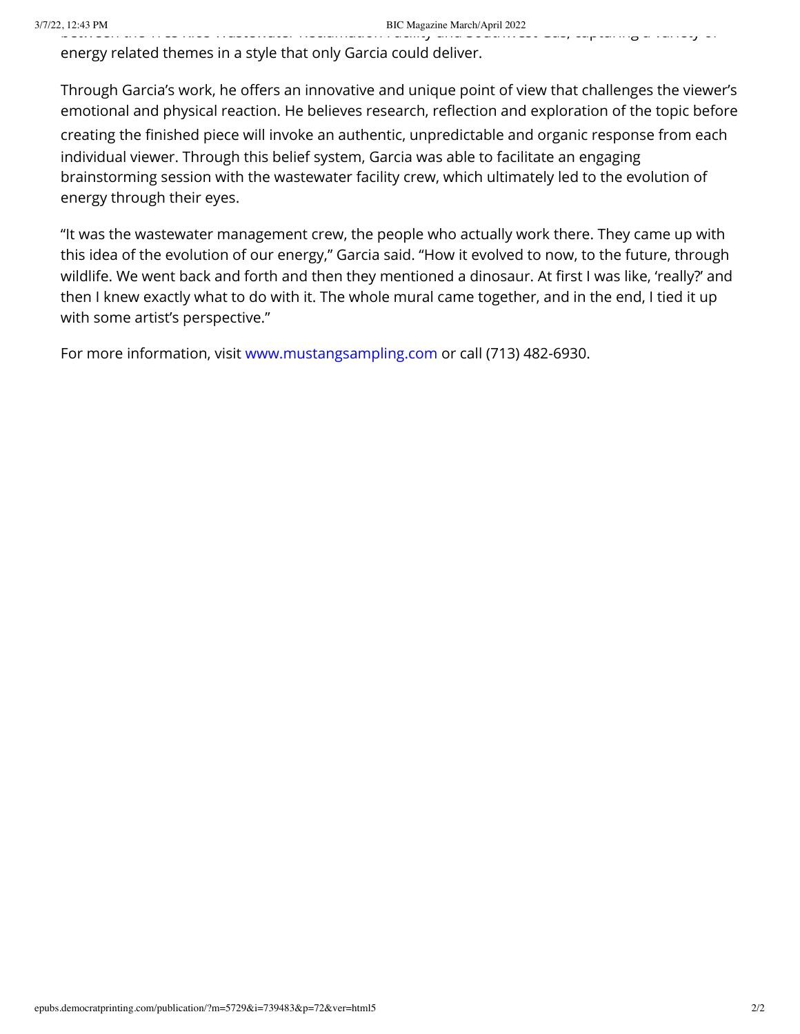between the Tres Rios Wastewater Reclamation Facility and Southwest Gas, capturing a variety of energy related themes in a style that only Garcia could deliver.

Through Garcia's work, he offers an innovative and unique point of view that challenges the viewer's emotional and physical reaction. He believes research, reflection and exploration of the topic before creating the finished piece will invoke an authentic, unpredictable and organic response from each individual viewer. Through this belief system, Garcia was able to facilitate an engaging brainstorming session with the wastewater facility crew, which ultimately led to the evolution of energy through their eyes.

"It was the wastewater management crew, the people who actually work there. They came up with this idea of the evolution of our energy," Garcia said. "How it evolved to now, to the future, through wildlife. We went back and forth and then they mentioned a dinosaur. At first I was like, 'really?' and then I knew exactly what to do with it. The whole mural came together, and in the end, I tied it up with some artist's perspective."

For more information, visit www.mustangsampling.com or call (713) 482-6930.